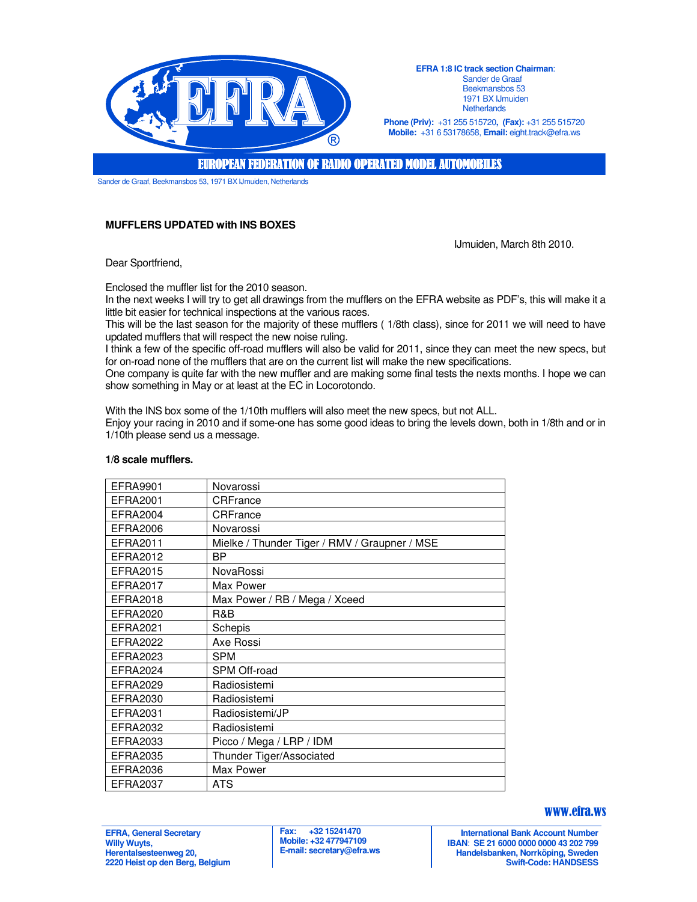EFRA 1:8 IC track section Chairman:
Sander de Graaf
Beekmansbos 53
1971 BX IJmuiden
Netherlands

**Phone (Priv):** +31 255 515720, **(Fax):** +31 255 515720
**Mobile:** +31 6 53178658, **Email:** eight.track@efra.ws

EUROPEAN FEDERATION OF RADIO OPERATED MODEL AUTOMOBILES

Sander de Graaf, Beekmansbos 53, 1971 BX IJmuiden, Netherlands

**MUFFLERS UPDATED with INS BOXES**

IJmuiden, March 8th 2010.

Dear Sportfriend,

Enclosed the muffler list for the 2010 season.
In the next weeks I will try to get all drawings from the mufflers on the EFRA website as PDF's, this will make it a little bit easier for technical inspections at the various races.
This will be the last season for the majority of these mufflers ( 1/8th class), since for 2011 we will need to have updated mufflers that will respect the new noise ruling.
I think a few of the specific off-road mufflers will also be valid for 2011, since they can meet the new specs, but for on-road none of the mufflers that are on the current list will make the new specifications.
One company is quite far with the new muffler and are making some final tests the nexts months. I hope we can show something in May or at least at the EC in Locorotondo.

With the INS box some of the 1/10th mufflers will also meet the new specs, but not ALL.
Enjoy your racing in 2010 and if some-one has some good ideas to bring the levels down, both in 1/8th and or in 1/10th please send us a message.

**1/8 scale mufflers.**

| | |
|---|---|
| EFRA9901 | Novarossi |
| EFRA2001 | CRFrance |
| EFRA2004 | CRFrance |
| EFRA2006 | Novarossi |
| EFRA2011 | Mielke / Thunder Tiger / RMV / Graupner / MSE |
| EFRA2012 | BP |
| EFRA2015 | NovaRossi |
| EFRA2017 | Max Power |
| EFRA2018 | Max Power / RB / Mega / Xceed |
| EFRA2020 | R&B |
| EFRA2021 | Schepis |
| EFRA2022 | Axe Rossi |
| EFRA2023 | SPM |
| EFRA2024 | SPM Off-road |
| EFRA2029 | Radiosistemi |
| EFRA2030 | Radiosistemi |
| EFRA2031 | Radiosistemi/JP |
| EFRA2032 | Radiosistemi |
| EFRA2033 | Picco / Mega / LRP / IDM |
| EFRA2035 | Thunder Tiger/Associated |
| EFRA2036 | Max Power |
| EFRA2037 | ATS |

www.efra.ws

**EFRA, General Secretary**
**Willy Wuyts,**
**Herentalsesteenweg 20,**
**2220 Heist op den Berg, Belgium**

**Fax: +32 15241470**
**Mobile: +32 477947109**
**E-mail: secretary@efra.ws**

**International Bank Account Number**
**IBAN: SE 21 6000 0000 0000 43 202 799**
**Handelsbanken, Norrköping, Sweden**
**Swift-Code: HANDSESS**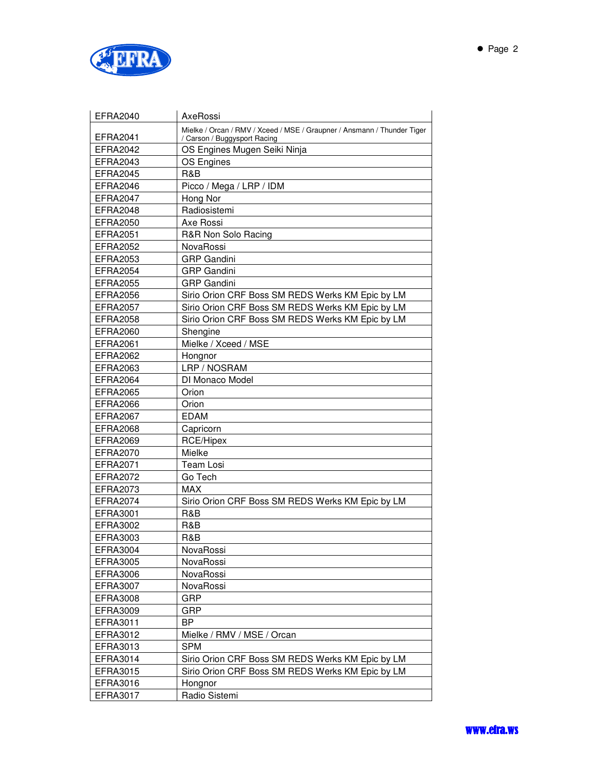| EFRA2040 | AxeRossi |
|---|---|
| EFRA2041 | Mielke / Orcan / RMV / Xceed / MSE / Graupner / Ansmann / Thunder Tiger / Carson / Buggysport Racing |
| EFRA2042 | OS Engines Mugen Seiki Ninja |
| EFRA2043 | OS Engines |
| EFRA2045 | R&B |
| EFRA2046 | Picco / Mega / LRP / IDM |
| EFRA2047 | Hong Nor |
| EFRA2048 | Radiosistemi |
| EFRA2050 | Axe Rossi |
| EFRA2051 | R&R Non Solo Racing |
| EFRA2052 | NovaRossi |
| EFRA2053 | GRP Gandini |
| EFRA2054 | GRP Gandini |
| EFRA2055 | GRP Gandini |
| EFRA2056 | Sirio Orion CRF Boss SM REDS Werks KM Epic by LM |
| EFRA2057 | Sirio Orion CRF Boss SM REDS Werks KM Epic by LM |
| EFRA2058 | Sirio Orion CRF Boss SM REDS Werks KM Epic by LM |
| EFRA2060 | Shengine |
| EFRA2061 | Mielke / Xceed / MSE |
| EFRA2062 | Hongnor |
| EFRA2063 | LRP / NOSRAM |
| EFRA2064 | DI Monaco Model |
| EFRA2065 | Orion |
| EFRA2066 | Orion |
| EFRA2067 | EDAM |
| EFRA2068 | Capricorn |
| EFRA2069 | RCE/Hipex |
| EFRA2070 | Mielke |
| EFRA2071 | Team Losi |
| EFRA2072 | Go Tech |
| EFRA2073 | MAX |
| EFRA2074 | Sirio Orion CRF Boss SM REDS Werks KM Epic by LM |
| EFRA3001 | R&B |
| EFRA3002 | R&B |
| EFRA3003 | R&B |
| EFRA3004 | NovaRossi |
| EFRA3005 | NovaRossi |
| EFRA3006 | NovaRossi |
| EFRA3007 | NovaRossi |
| EFRA3008 | GRP |
| EFRA3009 | GRP |
| EFRA3011 | BP |
| EFRA3012 | Mielke / RMV / MSE / Orcan |
| EFRA3013 | SPM |
| EFRA3014 | Sirio Orion CRF Boss SM REDS Werks KM Epic by LM |
| EFRA3015 | Sirio Orion CRF Boss SM REDS Werks KM Epic by LM |
| EFRA3016 | Hongnor |
| EFRA3017 | Radio Sistemi |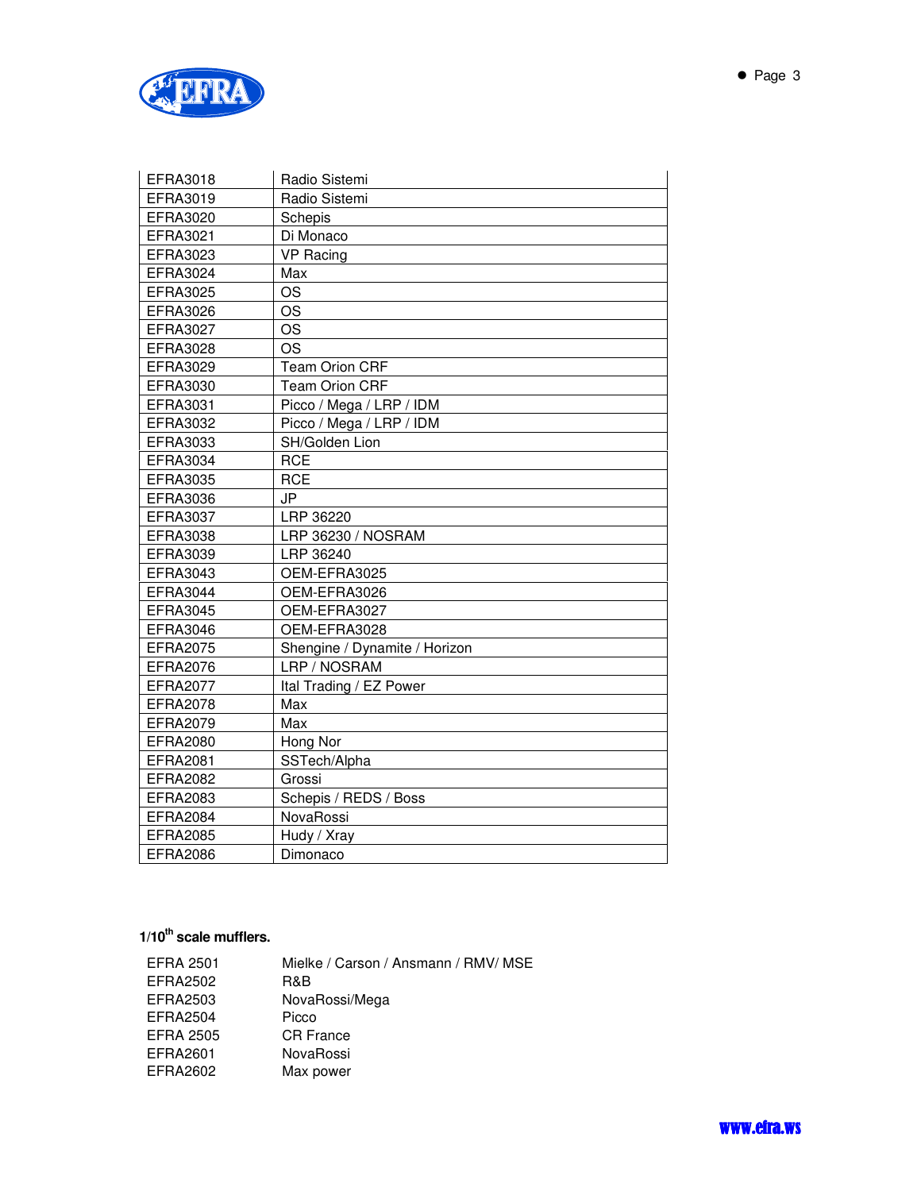| EFRA3018 | Radio Sistemi |
|---|---|
| EFRA3019 | Radio Sistemi |
| EFRA3020 | Schepis |
| EFRA3021 | Di Monaco |
| EFRA3023 | VP Racing |
| EFRA3024 | Max |
| EFRA3025 | OS |
| EFRA3026 | OS |
| EFRA3027 | OS |
| EFRA3028 | OS |
| EFRA3029 | Team Orion CRF |
| EFRA3030 | Team Orion CRF |
| EFRA3031 | Picco / Mega / LRP / IDM |
| EFRA3032 | Picco / Mega / LRP / IDM |
| EFRA3033 | SH/Golden Lion |
| EFRA3034 | RCE |
| EFRA3035 | RCE |
| EFRA3036 | JP |
| EFRA3037 | LRP 36220 |
| EFRA3038 | LRP 36230 / NOSRAM |
| EFRA3039 | LRP 36240 |
| EFRA3043 | OEM-EFRA3025 |
| EFRA3044 | OEM-EFRA3026 |
| EFRA3045 | OEM-EFRA3027 |
| EFRA3046 | OEM-EFRA3028 |
| EFRA2075 | Shengine / Dynamite / Horizon |
| EFRA2076 | LRP / NOSRAM |
| EFRA2077 | Ital Trading / EZ Power |
| EFRA2078 | Max |
| EFRA2079 | Max |
| EFRA2080 | Hong Nor |
| EFRA2081 | SSTech/Alpha |
| EFRA2082 | Grossi |
| EFRA2083 | Schepis / REDS / Boss |
| EFRA2084 | NovaRossi |
| EFRA2085 | Hudy / Xray |
| EFRA2086 | Dimonaco |

**1/10th scale mufflers.**

| EFRA 2501 | Mielke / Carson / Ansmann / RMV/ MSE |
|---|---|
| EFRA2502 | R&B |
| EFRA2503 | NovaRossi/Mega |
| EFRA2504 | Picco |
| EFRA 2505 | CR France |
| EFRA2601 | NovaRossi |
| EFRA2602 | Max power |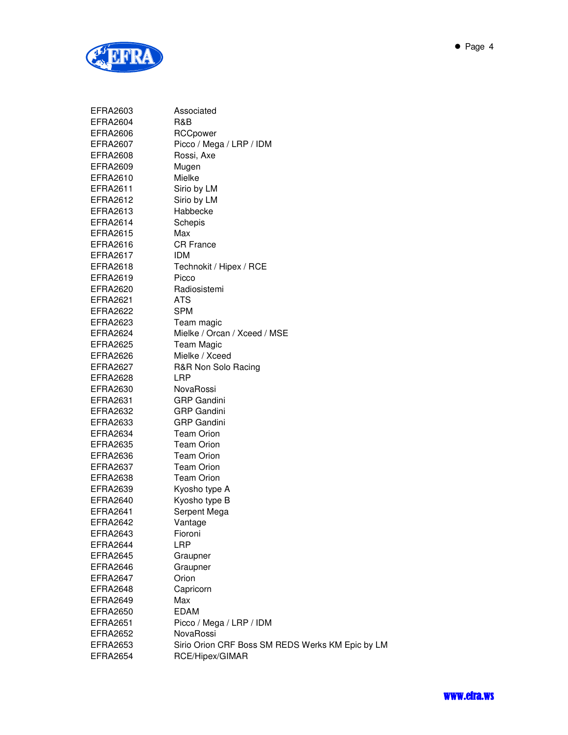| | |
|---|---|
| EFRA2603 | Associated |
| EFRA2604 | R&B |
| EFRA2606 | RCCpower |
| EFRA2607 | Picco / Mega / LRP / IDM |
| EFRA2608 | Rossi, Axe |
| EFRA2609 | Mugen |
| EFRA2610 | Mielke |
| EFRA2611 | Sirio by LM |
| EFRA2612 | Sirio by LM |
| EFRA2613 | Habbecke |
| EFRA2614 | Schepis |
| EFRA2615 | Max |
| EFRA2616 | CR France |
| EFRA2617 | IDM |
| EFRA2618 | Technokit / Hipex / RCE |
| EFRA2619 | Picco |
| EFRA2620 | Radiosistemi |
| EFRA2621 | ATS |
| EFRA2622 | SPM |
| EFRA2623 | Team magic |
| EFRA2624 | Mielke / Orcan / Xceed / MSE |
| EFRA2625 | Team Magic |
| EFRA2626 | Mielke / Xceed |
| EFRA2627 | R&R Non Solo Racing |
| EFRA2628 | LRP |
| EFRA2630 | NovaRossi |
| EFRA2631 | GRP Gandini |
| EFRA2632 | GRP Gandini |
| EFRA2633 | GRP Gandini |
| EFRA2634 | Team Orion |
| EFRA2635 | Team Orion |
| EFRA2636 | Team Orion |
| EFRA2637 | Team Orion |
| EFRA2638 | Team Orion |
| EFRA2639 | Kyosho type A |
| EFRA2640 | Kyosho type B |
| EFRA2641 | Serpent Mega |
| EFRA2642 | Vantage |
| EFRA2643 | Fioroni |
| EFRA2644 | LRP |
| EFRA2645 | Graupner |
| EFRA2646 | Graupner |
| EFRA2647 | Orion |
| EFRA2648 | Capricorn |
| EFRA2649 | Max |
| EFRA2650 | EDAM |
| EFRA2651 | Picco / Mega / LRP / IDM |
| EFRA2652 | NovaRossi |
| EFRA2653 | Sirio Orion CRF Boss SM REDS Werks KM Epic by LM |
| EFRA2654 | RCE/Hipex/GIMAR |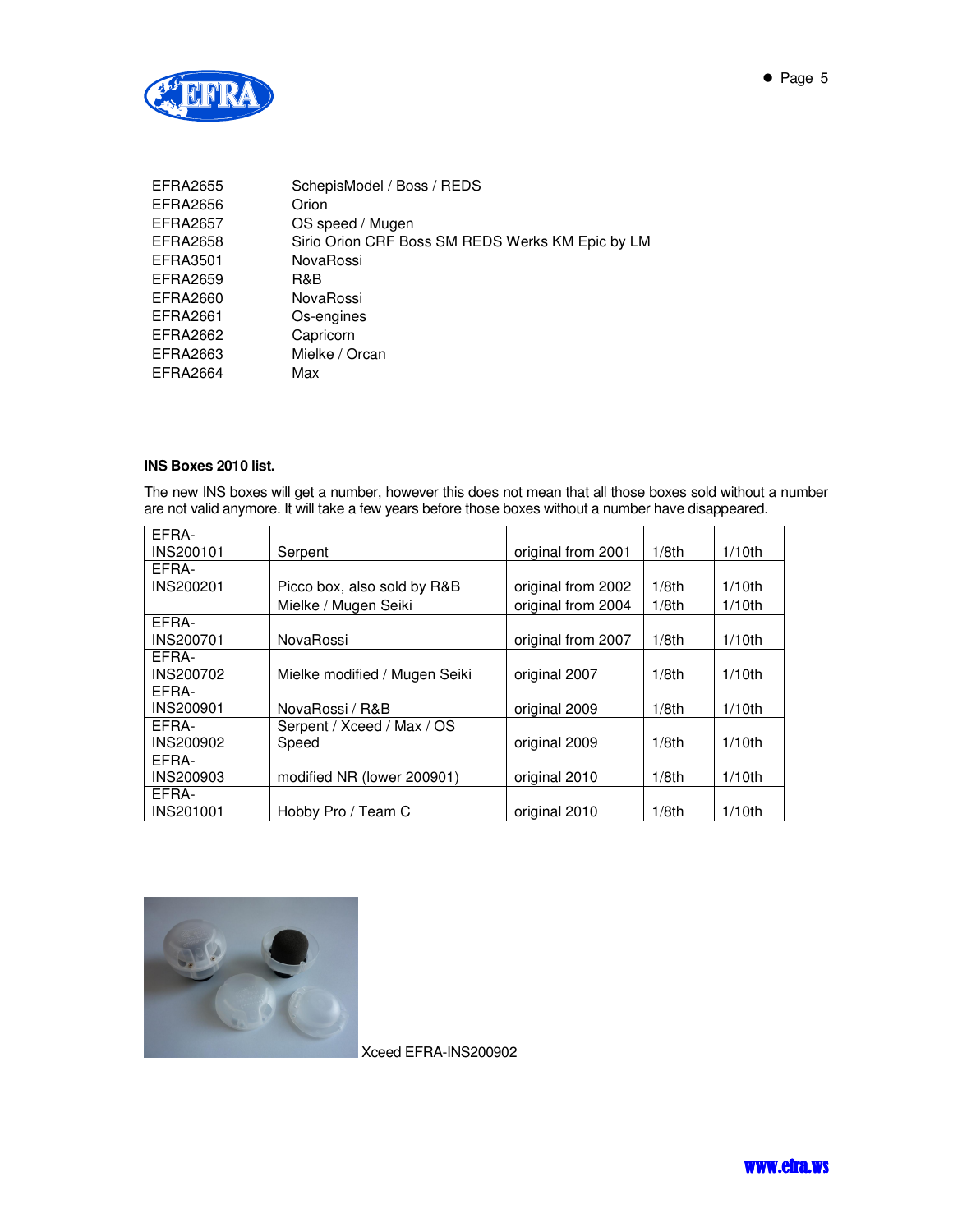| | |
|---|---|
| EFRA2655 | SchepisModel / Boss / REDS |
| EFRA2656 | Orion |
| EFRA2657 | OS speed / Mugen |
| EFRA2658 | Sirio Orion CRF Boss SM REDS Werks KM Epic by LM |
| EFRA3501 | NovaRossi |
| EFRA2659 | R&B |
| EFRA2660 | NovaRossi |
| EFRA2661 | Os-engines |
| EFRA2662 | Capricorn |
| EFRA2663 | Mielke / Orcan |
| EFRA2664 | Max |

**INS Boxes 2010 list.**

The new INS boxes will get a number, however this does not mean that all those boxes sold without a number are not valid anymore. It will take a few years before those boxes without a number have disappeared.

| | | | | |
|---|---|---|---|---|
| EFRA-INS200101 | Serpent | original from 2001 | 1/8th | 1/10th |
| EFRA-INS200201 | Picco box, also sold by R&B | original from 2002 | 1/8th | 1/10th |
| | Mielke / Mugen Seiki | original from 2004 | 1/8th | 1/10th |
| EFRA-INS200701 | NovaRossi | original from 2007 | 1/8th | 1/10th |
| EFRA-INS200702 | Mielke modified / Mugen Seiki | original 2007 | 1/8th | 1/10th |
| EFRA-INS200901 | NovaRossi / R&B | original 2009 | 1/8th | 1/10th |
| EFRA-INS200902 | Serpent / Xceed / Max / OS Speed | original 2009 | 1/8th | 1/10th |
| EFRA-INS200903 | modified NR (lower 200901) | original 2010 | 1/8th | 1/10th |
| EFRA-INS201001 | Hobby Pro / Team C | original 2010 | 1/8th | 1/10th |

Xceed EFRA-INS200902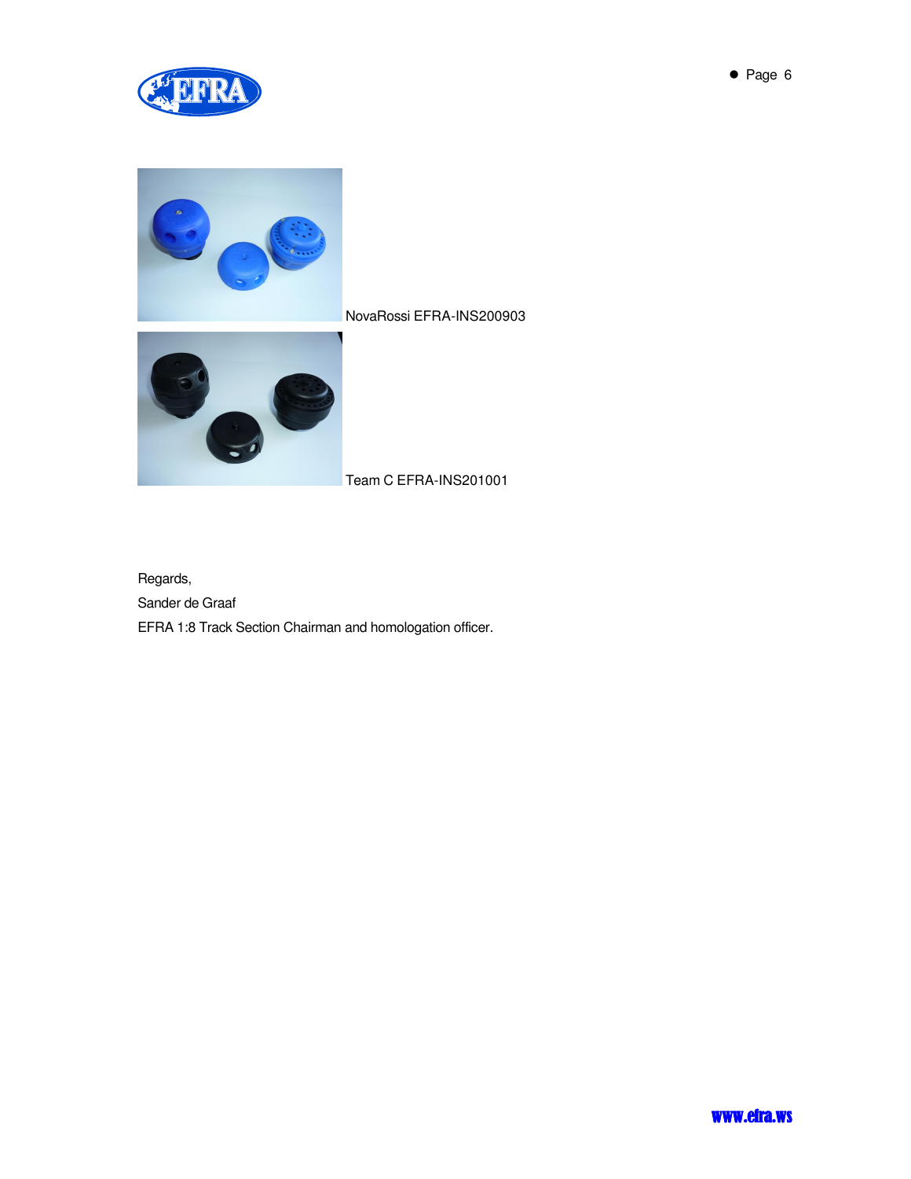NovaRossi EFRA-INS200903

Team C EFRA-INS201001

Regards,

Sander de Graaf

EFRA 1:8 Track Section Chairman and homologation officer.